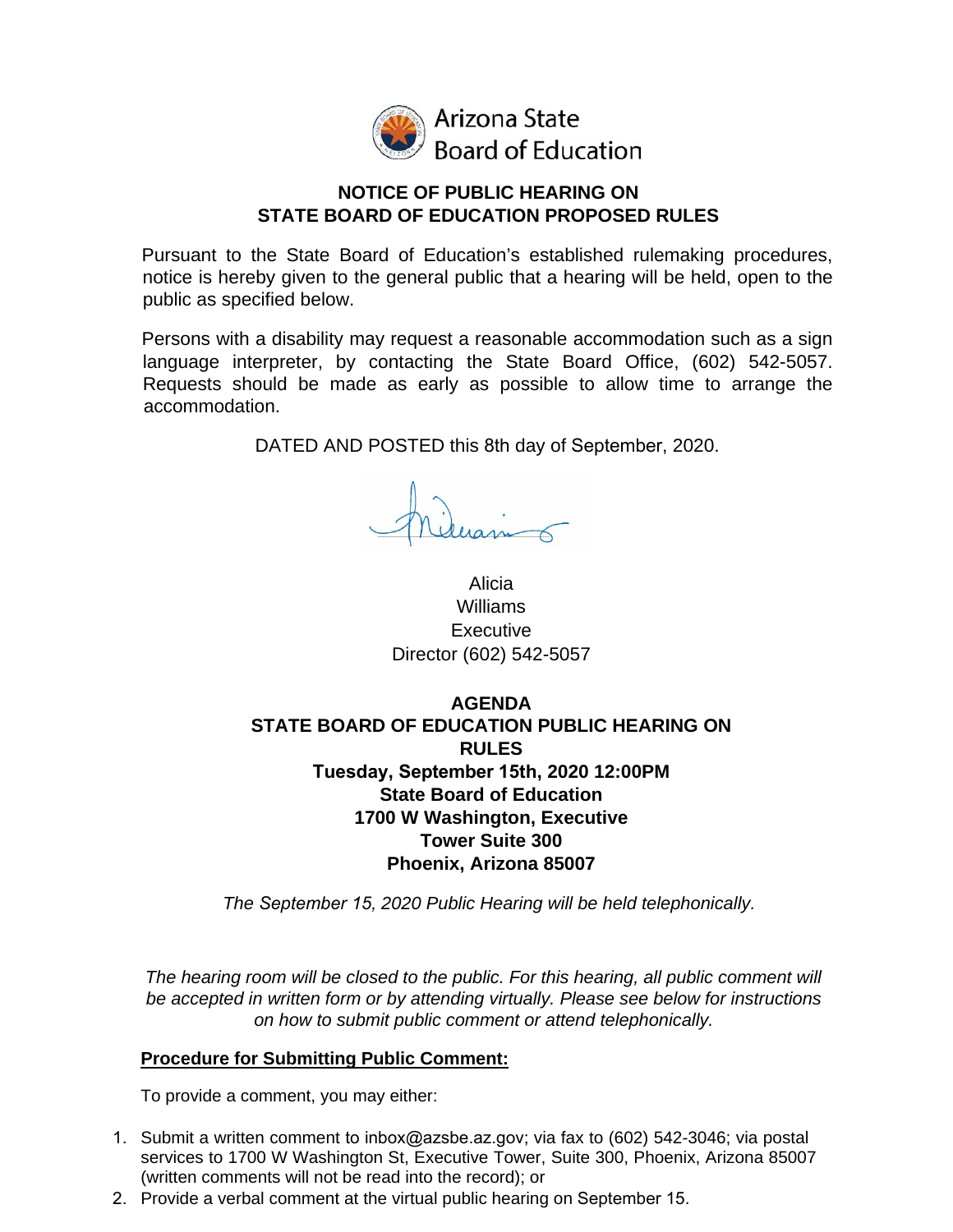Arizona State Board of Education

**NOTICE OF PUBLIC HEARING ON STATE BOARD OF EDUCATION PROPOSED RULES**

Pursuant to the State Board of Education's established rulemaking procedures, notice is hereby given to the general public that a hearing will be held, open to the public as specified below.

Persons with a disability may request a reasonable accommodation such as a sign language interpreter, by contacting the State Board Office, (602) 542-5057. Requests should be made as early as possible to allow time to arrange the accommodation.

DATED AND POSTED this 8th day of September, 2020.

Alicia Williams
Executive Director (602) 542-5057

**AGENDA**
**STATE BOARD OF EDUCATION PUBLIC HEARING ON RULES**
**Tuesday, September 15th, 2020 12:00PM**
**State Board of Education**
**1700 W Washington, Executive Tower Suite 300**
**Phoenix, Arizona 85007**

*The September 15, 2020 Public Hearing will be held telephonically.*

*The hearing room will be closed to the public. For this hearing, all public comment will be accepted in written form or by attending virtually. Please see below for instructions on how to submit public comment or attend telephonically.*

**Procedure for Submitting Public Comment:**

To provide a comment, you may either:

1. Submit a written comment to inbox@azsbe.az.gov; via fax to (602) 542-3046; via postal services to 1700 W Washington St, Executive Tower, Suite 300, Phoenix, Arizona 85007 (written comments will not be read into the record); or
2. Provide a verbal comment at the virtual public hearing on September 15.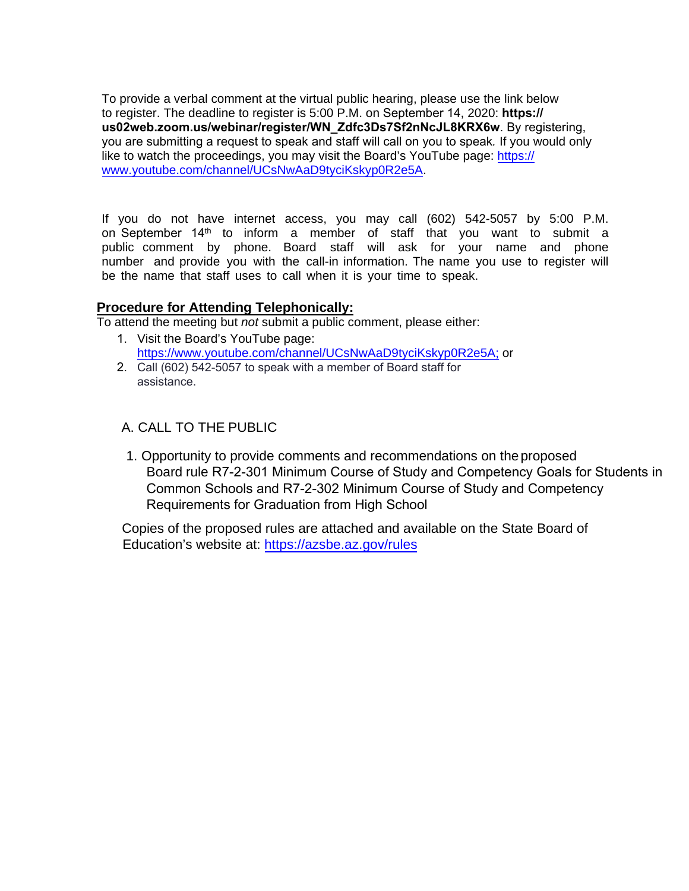To provide a verbal comment at the virtual public hearing, please use the link below to register. The deadline to register is 5:00 P.M. on September 14, 2020: **https://us02web.zoom.us/webinar/register/WN_Zdfc3Ds7Sf2nNcJL8KRX6w**. By registering, you are submitting a request to speak and staff will call on you to speak. If you would only like to watch the proceedings, you may visit the Board's YouTube page: https://www.youtube.com/channel/UCsNwAaD9tyciKskyp0R2e5A.

If you do not have internet access, you may call (602) 542-5057 by 5:00 P.M. on September 14th to inform a member of staff that you want to submit a public comment by phone. Board staff will ask for your name and phone number and provide you with the call-in information. The name you use to register will be the name that staff uses to call when it is your time to speak.

**Procedure for Attending Telephonically:**

To attend the meeting but *not* submit a public comment, please either:

1. Visit the Board's YouTube page: https://www.youtube.com/channel/UCsNwAaD9tyciKskyp0R2e5A; or
2. Call (602) 542-5057 to speak with a member of Board staff for assistance.

A. CALL TO THE PUBLIC

1. Opportunity to provide comments and recommendations on the proposed Board rule R7-2-301 Minimum Course of Study and Competency Goals for Students in Common Schools and R7-2-302 Minimum Course of Study and Competency Requirements for Graduation from High School

Copies of the proposed rules are attached and available on the State Board of Education's website at: https://azsbe.az.gov/rules